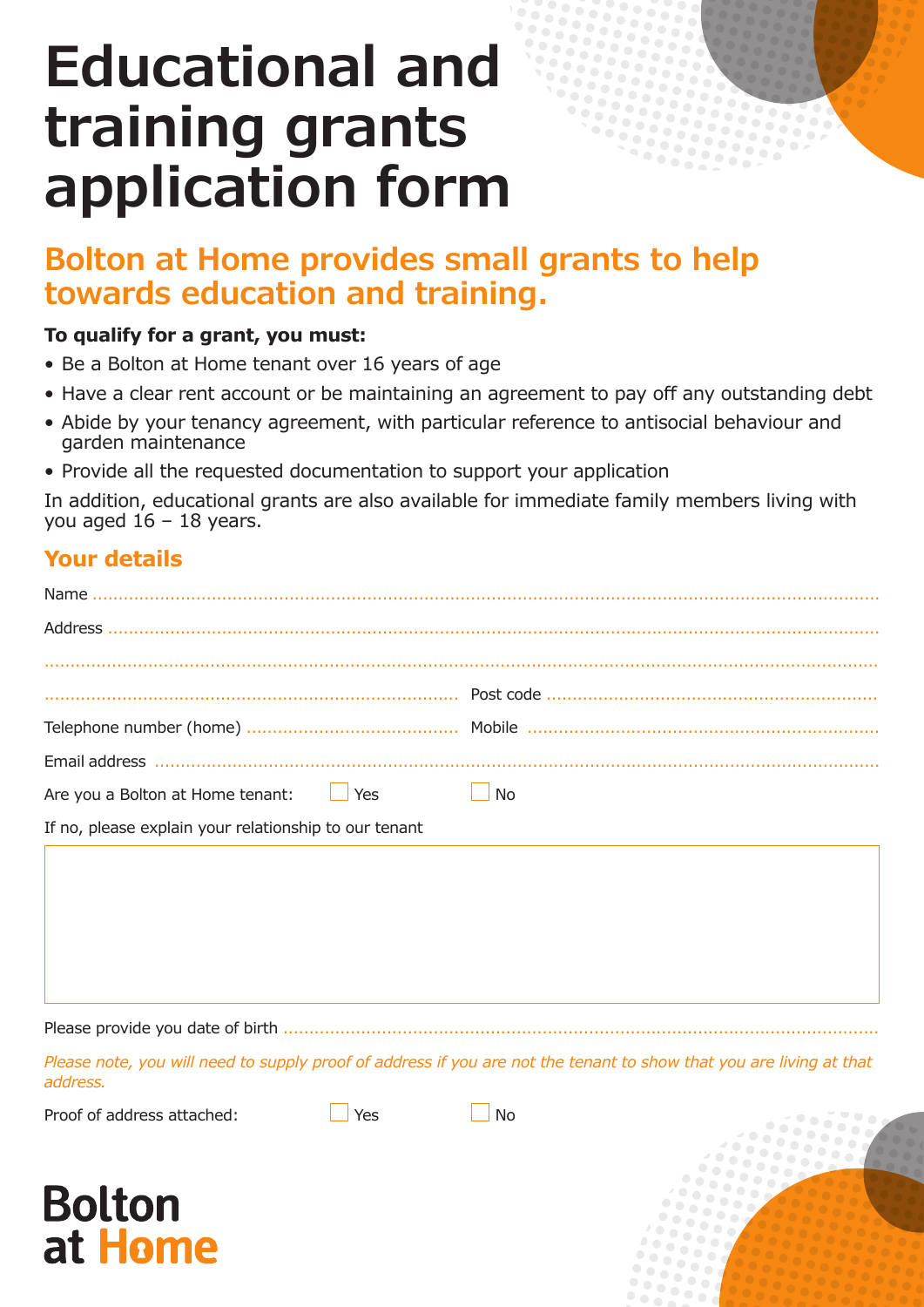# Educational and training grants application form

## Bolton at Home provides small grants to help towards education and training.

**To qualify for a grant, you must:**

- Be a Bolton at Home tenant over 16 years of age
- Have a clear rent account or be maintaining an agreement to pay off any outstanding debt
- Abide by your tenancy agreement, with particular reference to antisocial behaviour and garden maintenance
- Provide all the requested documentation to support your application

In addition, educational grants are also available for immediate family members living with you aged 16 – 18 years.

### Your details

Name ..........................................................................................................................................

Address ......................................................................................................................................

..................................................................................................................................................

............................................................................ Post code ..........................................................

Telephone number (home) ....................................... Mobile ........................................................

Email address .............................................................................................................................

Are you a Bolton at Home tenant: ☐ Yes ☐ No

If no, please explain your relationship to our tenant

| |
|---|
| |

Please provide you date of birth ................................................................................................

*Please note, you will need to supply proof of address if you are not the tenant to show that you are living at that address.*

Proof of address attached: ☐ Yes ☐ No

Bolton at Home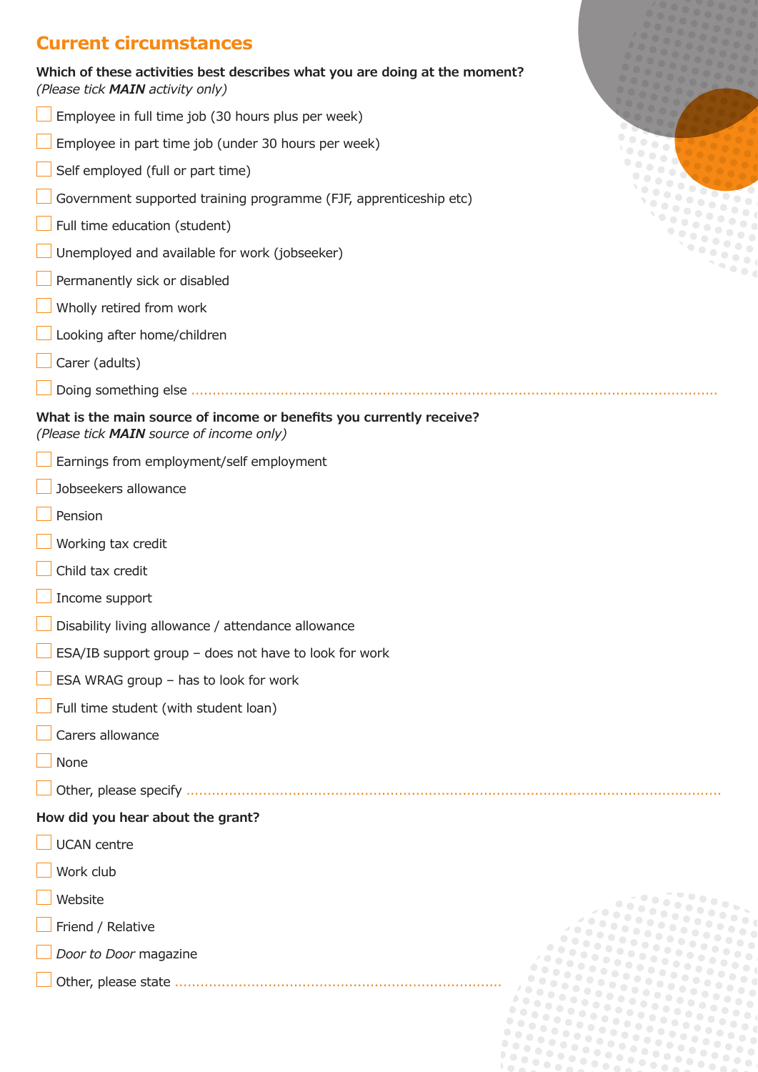## Current circumstances

**Which of these activities best describes what you are doing at the moment?**
*(Please tick **MAIN** activity only)*

- ☐ Employee in full time job (30 hours plus per week)
- ☐ Employee in part time job (under 30 hours per week)
- ☐ Self employed (full or part time)
- ☐ Government supported training programme (FJF, apprenticeship etc)
- ☐ Full time education (student)
- ☐ Unemployed and available for work (jobseeker)
- ☐ Permanently sick or disabled
- ☐ Wholly retired from work
- ☐ Looking after home/children
- ☐ Carer (adults)
- ☐ Doing something else ........................................................................................................................

**What is the main source of income or benefits you currently receive?**
*(Please tick **MAIN** source of income only)*

- ☐ Earnings from employment/self employment
- ☐ Jobseekers allowance
- ☐ Pension
- ☐ Working tax credit
- ☐ Child tax credit
- ☐ Income support
- ☐ Disability living allowance / attendance allowance
- ☐ ESA/IB support group – does not have to look for work
- ☐ ESA WRAG group – has to look for work
- ☐ Full time student (with student loan)
- ☐ Carers allowance
- ☐ None
- ☐ Other, please specify ........................................................................................................................

**How did you hear about the grant?**

- ☐ UCAN centre
- ☐ Work club
- ☐ Website
- ☐ Friend / Relative
- ☐ *Door to Door* magazine
- ☐ Other, please state ...........................................................................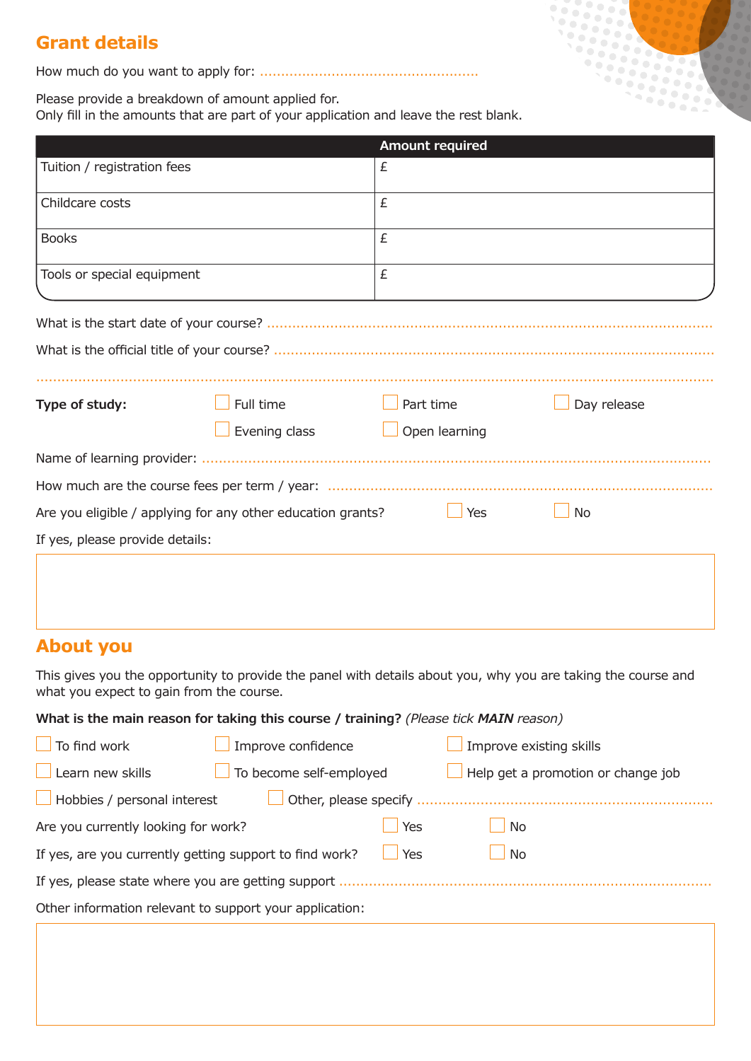## Grant details

How much do you want to apply for: ..................................................

Please provide a breakdown of amount applied for.
Only fill in the amounts that are part of your application and leave the rest blank.

| | Amount required |
|---|---|
| Tuition / registration fees | £ |
| Childcare costs | £ |
| Books | £ |
| Tools or special equipment | £ |

What is the start date of your course? ..................................................

What is the official title of your course? ..................................................

..................................................

**Type of study:** ☐ Full time ☐ Part time ☐ Day release ☐ Evening class ☐ Open learning

Name of learning provider: ..................................................

How much are the course fees per term / year: ..................................................

Are you eligible / applying for any other education grants? ☐ Yes ☐ No

If yes, please provide details:

## About you

This gives you the opportunity to provide the panel with details about you, why you are taking the course and what you expect to gain from the course.

**What is the main reason for taking this course / training?** *(Please tick* ***MAIN*** *reason)*

☐ To find work ☐ Improve confidence ☐ Improve existing skills

☐ Learn new skills ☐ To become self-employed ☐ Help get a promotion or change job

☐ Hobbies / personal interest ☐ Other, please specify ..................................................

Are you currently looking for work? ☐ Yes ☐ No

If yes, are you currently getting support to find work? ☐ Yes ☐ No

If yes, please state where you are getting support ..................................................

Other information relevant to support your application: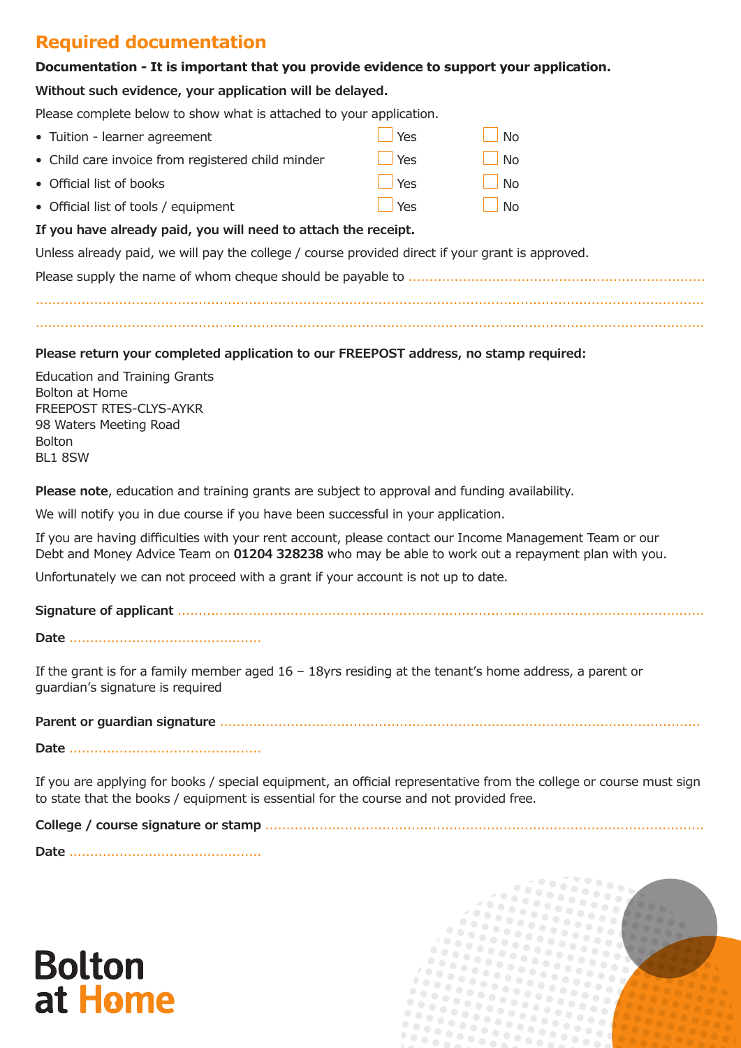## Required documentation

**Documentation - It is important that you provide evidence to support your application.**

**Without such evidence, your application will be delayed.**

Please complete below to show what is attached to your application.

- Tuition - learner agreement ☐ Yes ☐ No
- Child care invoice from registered child minder ☐ Yes ☐ No
- Official list of books ☐ Yes ☐ No
- Official list of tools / equipment ☐ Yes ☐ No

**If you have already paid, you will need to attach the receipt.**

Unless already paid, we will pay the college / course provided direct if your grant is approved.

Please supply the name of whom cheque should be payable to ..............................................................................

..............................................................................

..............................................................................

**Please return your completed application to our FREEPOST address, no stamp required:**

Education and Training Grants
Bolton at Home
FREEPOST RTES-CLYS-AYKR
98 Waters Meeting Road
Bolton
BL1 8SW

**Please note**, education and training grants are subject to approval and funding availability.

We will notify you in due course if you have been successful in your application.

If you are having difficulties with your rent account, please contact our Income Management Team or our Debt and Money Advice Team on **01204 328238** who may be able to work out a repayment plan with you.

Unfortunately we can not proceed with a grant if your account is not up to date.

**Signature of applicant** ..............................................................................

**Date** ..............................................

If the grant is for a family member aged 16 – 18yrs residing at the tenant's home address, a parent or guardian's signature is required

**Parent or guardian signature** ..............................................................................

**Date** ..............................................

If you are applying for books / special equipment, an official representative from the college or course must sign to state that the books / equipment is essential for the course and not provided free.

**College / course signature or stamp** ..............................................................................

**Date** ..............................................

Bolton at Home